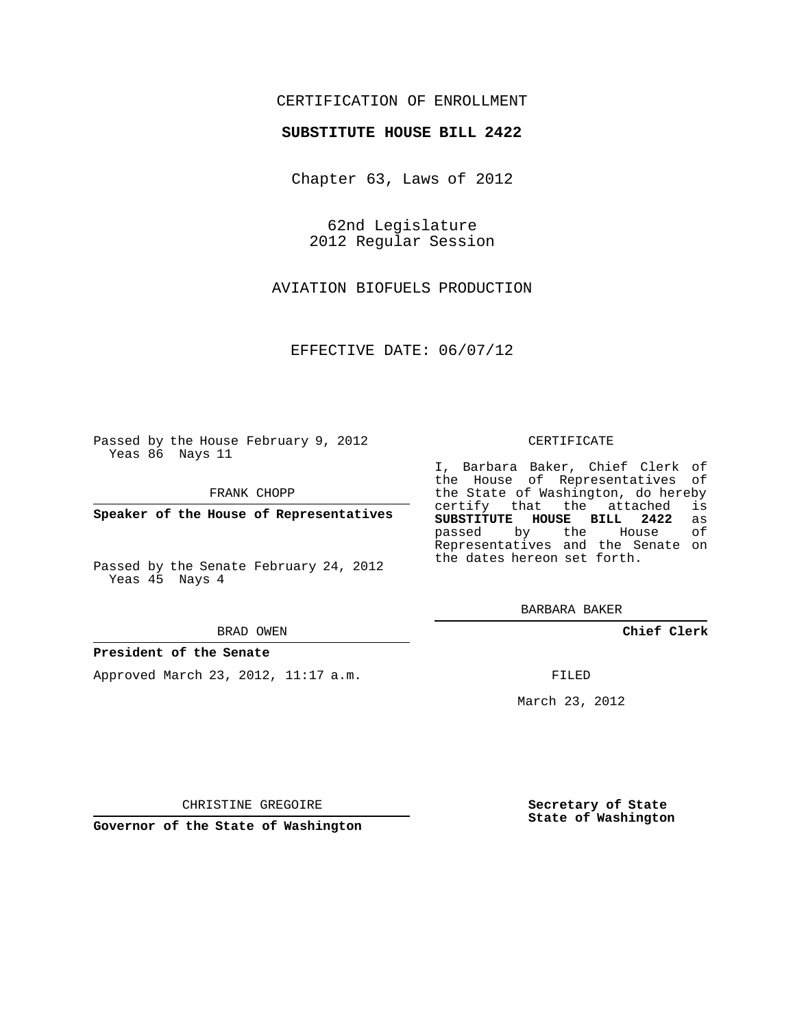CERTIFICATION OF ENROLLMENT

**SUBSTITUTE HOUSE BILL 2422**

Chapter 63, Laws of 2012

62nd Legislature
2012 Regular Session

AVIATION BIOFUELS PRODUCTION

EFFECTIVE DATE: 06/07/12

Passed by the House February 9, 2012
Yeas 86 Nays 11

FRANK CHOPP

**Speaker of the House of Representatives**

Passed by the Senate February 24, 2012
Yeas 45 Nays 4

BRAD OWEN

**President of the Senate**

Approved March 23, 2012, 11:17 a.m.

CHRISTINE GREGOIRE

**Governor of the State of Washington**

CERTIFICATE

I, Barbara Baker, Chief Clerk of the House of Representatives of the State of Washington, do hereby certify that the attached is **SUBSTITUTE HOUSE BILL 2422** as passed by the House of Representatives and the Senate on the dates hereon set forth.

BARBARA BAKER

**Chief Clerk**

FILED

March 23, 2012

**Secretary of State**
**State of Washington**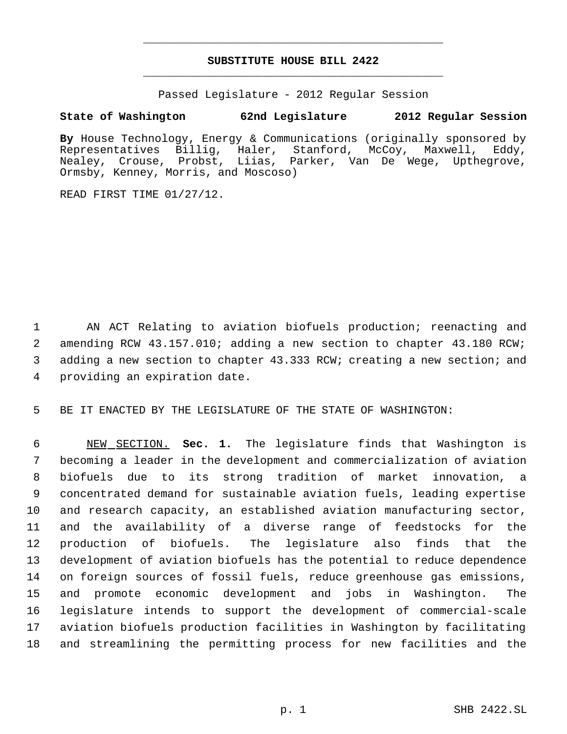# SUBSTITUTE HOUSE BILL 2422

Passed Legislature - 2012 Regular Session

**State of Washington 62nd Legislature 2012 Regular Session**

**By** House Technology, Energy & Communications (originally sponsored by Representatives Billig, Haler, Stanford, McCoy, Maxwell, Eddy, Nealey, Crouse, Probst, Liias, Parker, Van De Wege, Upthegrove, Ormsby, Kenney, Morris, and Moscoso)

READ FIRST TIME 01/27/12.

AN ACT Relating to aviation biofuels production; reenacting and amending RCW 43.157.010; adding a new section to chapter 43.180 RCW; adding a new section to chapter 43.333 RCW; creating a new section; and providing an expiration date.

BE IT ENACTED BY THE LEGISLATURE OF THE STATE OF WASHINGTON:

NEW SECTION. **Sec. 1.** The legislature finds that Washington is becoming a leader in the development and commercialization of aviation biofuels due to its strong tradition of market innovation, a concentrated demand for sustainable aviation fuels, leading expertise and research capacity, an established aviation manufacturing sector, and the availability of a diverse range of feedstocks for the production of biofuels. The legislature also finds that the development of aviation biofuels has the potential to reduce dependence on foreign sources of fossil fuels, reduce greenhouse gas emissions, and promote economic development and jobs in Washington. The legislature intends to support the development of commercial-scale aviation biofuels production facilities in Washington by facilitating and streamlining the permitting process for new facilities and the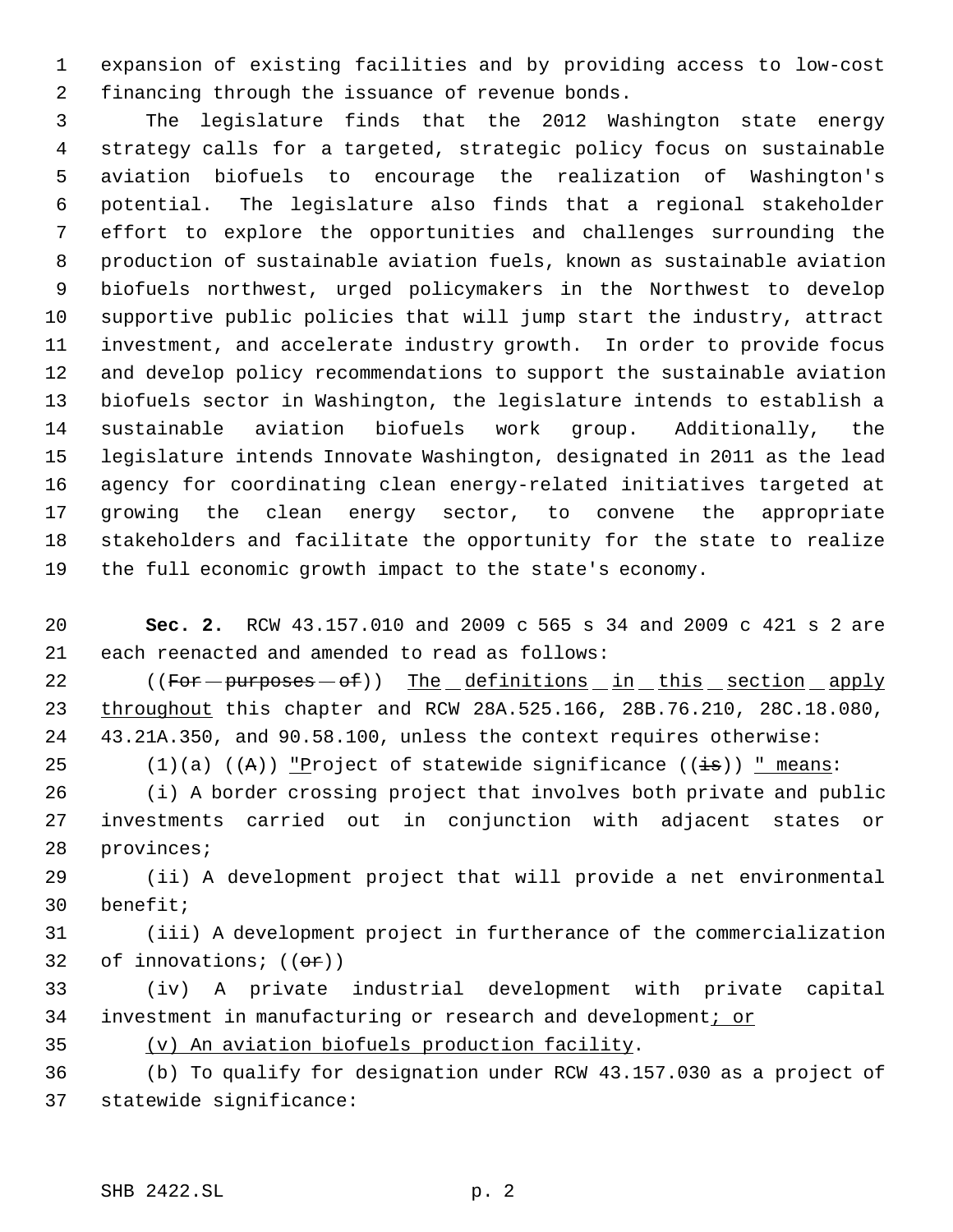expansion of existing facilities and by providing access to low-cost financing through the issuance of revenue bonds.

The legislature finds that the 2012 Washington state energy strategy calls for a targeted, strategic policy focus on sustainable aviation biofuels to encourage the realization of Washington's potential. The legislature also finds that a regional stakeholder effort to explore the opportunities and challenges surrounding the production of sustainable aviation fuels, known as sustainable aviation biofuels northwest, urged policymakers in the Northwest to develop supportive public policies that will jump start the industry, attract investment, and accelerate industry growth. In order to provide focus and develop policy recommendations to support the sustainable aviation biofuels sector in Washington, the legislature intends to establish a sustainable aviation biofuels work group. Additionally, the legislature intends Innovate Washington, designated in 2011 as the lead agency for coordinating clean energy-related initiatives targeted at growing the clean energy sector, to convene the appropriate stakeholders and facilitate the opportunity for the state to realize the full economic growth impact to the state's economy.

**Sec. 2.** RCW 43.157.010 and 2009 c 565 s 34 and 2009 c 421 s 2 are each reenacted and amended to read as follows:

((~~For purposes of~~)) <u>The definitions in this section apply throughout</u> this chapter and RCW 28A.525.166, 28B.76.210, 28C.18.080, 43.21A.350, and 90.58.100, unless the context requires otherwise:

(1)(a) ((~~A~~)) <u>"P</u>roject of statewide significance ((~~is~~)) <u>" means</u>:

(i) A border crossing project that involves both private and public investments carried out in conjunction with adjacent states or provinces;

(ii) A development project that will provide a net environmental benefit;

(iii) A development project in furtherance of the commercialization of innovations; ((~~or~~))

(iv) A private industrial development with private capital investment in manufacturing or research and development<u>; or</u>

<u>(v) An aviation biofuels production facility</u>.

(b) To qualify for designation under RCW 43.157.030 as a project of statewide significance: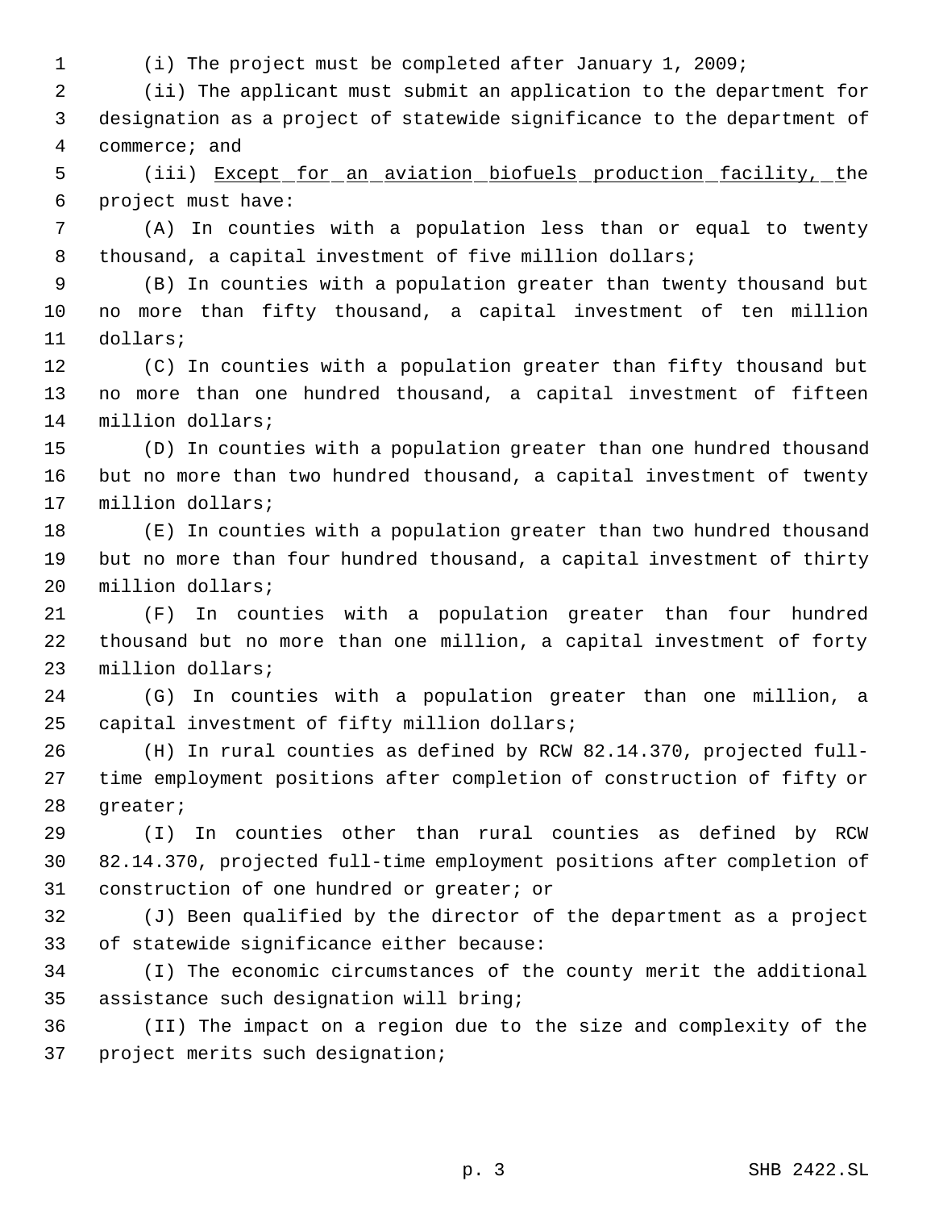(i) The project must be completed after January 1, 2009;

(ii) The applicant must submit an application to the department for designation as a project of statewide significance to the department of commerce; and

(iii) Except for an aviation biofuels production facility, the project must have:

(A) In counties with a population less than or equal to twenty thousand, a capital investment of five million dollars;

(B) In counties with a population greater than twenty thousand but no more than fifty thousand, a capital investment of ten million dollars;

(C) In counties with a population greater than fifty thousand but no more than one hundred thousand, a capital investment of fifteen million dollars;

(D) In counties with a population greater than one hundred thousand but no more than two hundred thousand, a capital investment of twenty million dollars;

(E) In counties with a population greater than two hundred thousand but no more than four hundred thousand, a capital investment of thirty million dollars;

(F) In counties with a population greater than four hundred thousand but no more than one million, a capital investment of forty million dollars;

(G) In counties with a population greater than one million, a capital investment of fifty million dollars;

(H) In rural counties as defined by RCW 82.14.370, projected full-time employment positions after completion of construction of fifty or greater;

(I) In counties other than rural counties as defined by RCW 82.14.370, projected full-time employment positions after completion of construction of one hundred or greater; or

(J) Been qualified by the director of the department as a project of statewide significance either because:

(I) The economic circumstances of the county merit the additional assistance such designation will bring;

(II) The impact on a region due to the size and complexity of the project merits such designation;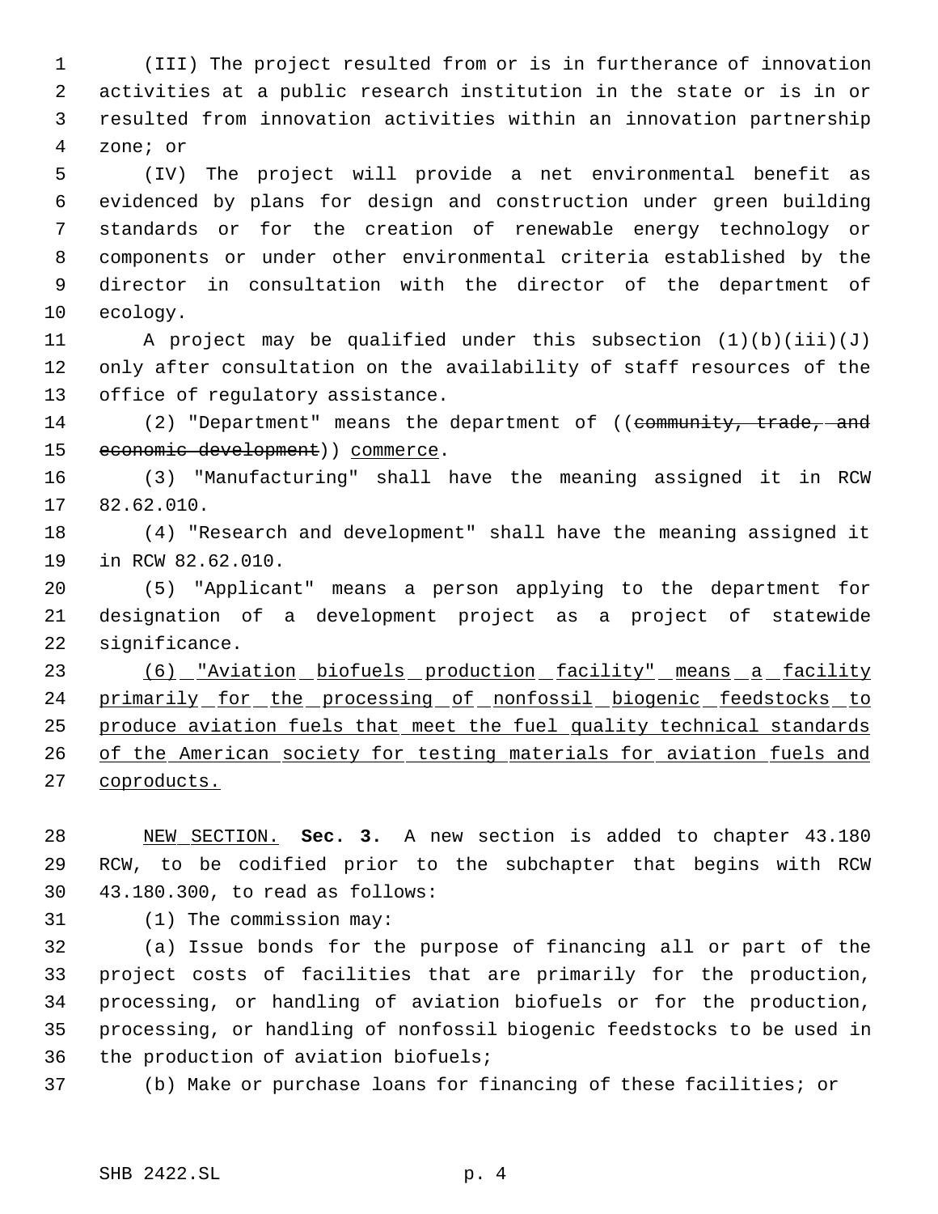(III) The project resulted from or is in furtherance of innovation activities at a public research institution in the state or is in or resulted from innovation activities within an innovation partnership zone; or

(IV) The project will provide a net environmental benefit as evidenced by plans for design and construction under green building standards or for the creation of renewable energy technology or components or under other environmental criteria established by the director in consultation with the director of the department of ecology.

A project may be qualified under this subsection (1)(b)(iii)(J) only after consultation on the availability of staff resources of the office of regulatory assistance.

(2) "Department" means the department of ((~~community, trade, and economic development~~)) <u>commerce</u>.

(3) "Manufacturing" shall have the meaning assigned it in RCW 82.62.010.

(4) "Research and development" shall have the meaning assigned it in RCW 82.62.010.

(5) "Applicant" means a person applying to the department for designation of a development project as a project of statewide significance.

<u>(6) "Aviation biofuels production facility" means a facility primarily for the processing of nonfossil biogenic feedstocks to produce aviation fuels that meet the fuel quality technical standards of the American society for testing materials for aviation fuels and coproducts.</u>

<u>NEW SECTION.</u> **Sec. 3.** A new section is added to chapter 43.180 RCW, to be codified prior to the subchapter that begins with RCW 43.180.300, to read as follows:

(1) The commission may:

(a) Issue bonds for the purpose of financing all or part of the project costs of facilities that are primarily for the production, processing, or handling of aviation biofuels or for the production, processing, or handling of nonfossil biogenic feedstocks to be used in the production of aviation biofuels;

(b) Make or purchase loans for financing of these facilities; or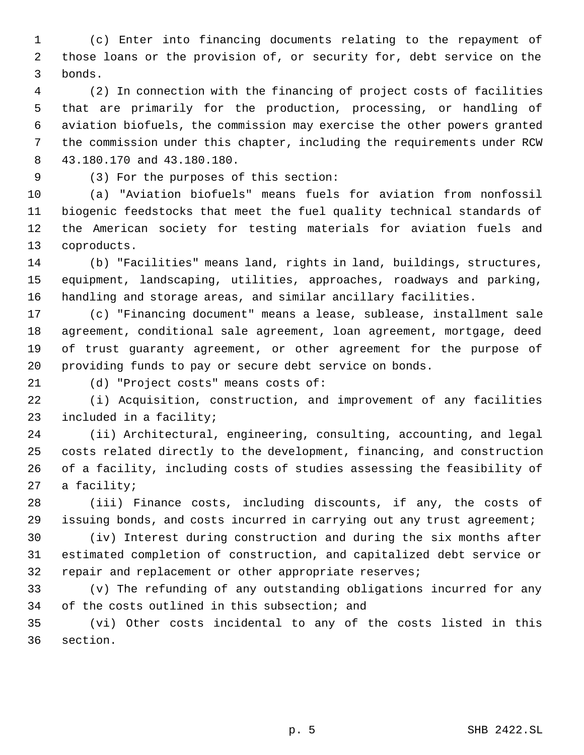(c) Enter into financing documents relating to the repayment of those loans or the provision of, or security for, debt service on the bonds.

(2) In connection with the financing of project costs of facilities that are primarily for the production, processing, or handling of aviation biofuels, the commission may exercise the other powers granted the commission under this chapter, including the requirements under RCW 43.180.170 and 43.180.180.

(3) For the purposes of this section:

(a) "Aviation biofuels" means fuels for aviation from nonfossil biogenic feedstocks that meet the fuel quality technical standards of the American society for testing materials for aviation fuels and coproducts.

(b) "Facilities" means land, rights in land, buildings, structures, equipment, landscaping, utilities, approaches, roadways and parking, handling and storage areas, and similar ancillary facilities.

(c) "Financing document" means a lease, sublease, installment sale agreement, conditional sale agreement, loan agreement, mortgage, deed of trust guaranty agreement, or other agreement for the purpose of providing funds to pay or secure debt service on bonds.

(d) "Project costs" means costs of:

(i) Acquisition, construction, and improvement of any facilities included in a facility;

(ii) Architectural, engineering, consulting, accounting, and legal costs related directly to the development, financing, and construction of a facility, including costs of studies assessing the feasibility of a facility;

(iii) Finance costs, including discounts, if any, the costs of issuing bonds, and costs incurred in carrying out any trust agreement;

(iv) Interest during construction and during the six months after estimated completion of construction, and capitalized debt service or repair and replacement or other appropriate reserves;

(v) The refunding of any outstanding obligations incurred for any of the costs outlined in this subsection; and

(vi) Other costs incidental to any of the costs listed in this section.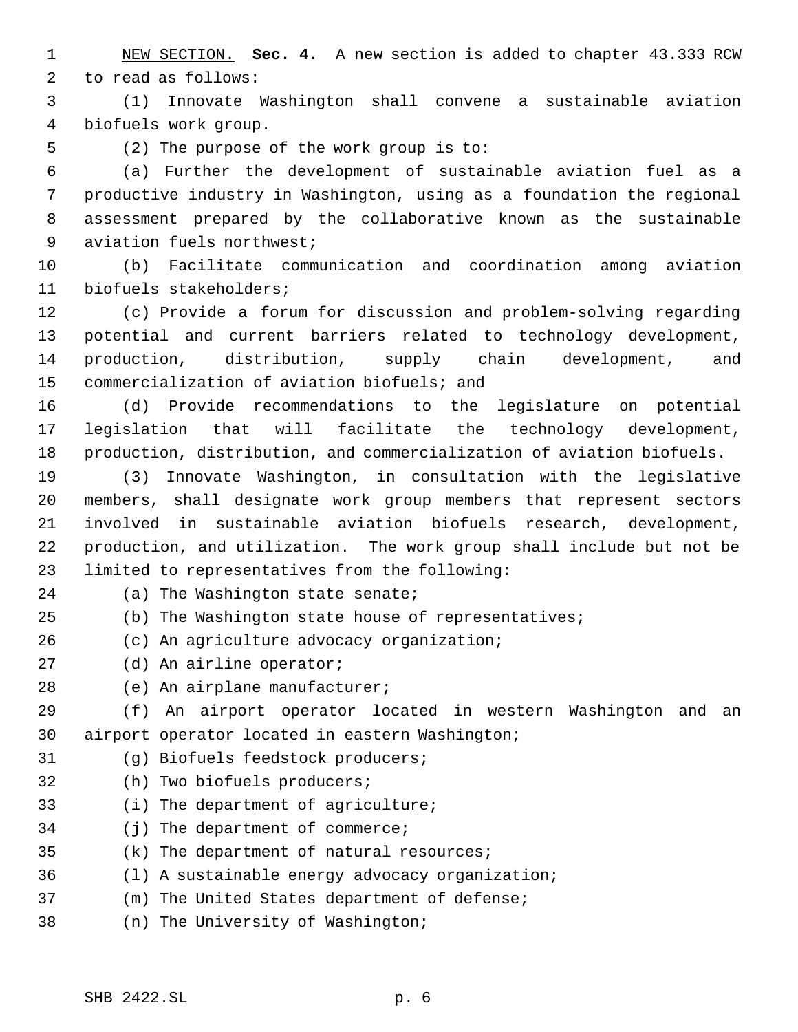NEW SECTION. **Sec. 4.** A new section is added to chapter 43.333 RCW to read as follows:

(1) Innovate Washington shall convene a sustainable aviation biofuels work group.

(2) The purpose of the work group is to:

(a) Further the development of sustainable aviation fuel as a productive industry in Washington, using as a foundation the regional assessment prepared by the collaborative known as the sustainable aviation fuels northwest;

(b) Facilitate communication and coordination among aviation biofuels stakeholders;

(c) Provide a forum for discussion and problem-solving regarding potential and current barriers related to technology development, production, distribution, supply chain development, and commercialization of aviation biofuels; and

(d) Provide recommendations to the legislature on potential legislation that will facilitate the technology development, production, distribution, and commercialization of aviation biofuels.

(3) Innovate Washington, in consultation with the legislative members, shall designate work group members that represent sectors involved in sustainable aviation biofuels research, development, production, and utilization. The work group shall include but not be limited to representatives from the following:

(a) The Washington state senate;

(b) The Washington state house of representatives;

(c) An agriculture advocacy organization;

(d) An airline operator;

(e) An airplane manufacturer;

(f) An airport operator located in western Washington and an airport operator located in eastern Washington;

(g) Biofuels feedstock producers;

(h) Two biofuels producers;

(i) The department of agriculture;

(j) The department of commerce;

(k) The department of natural resources;

(l) A sustainable energy advocacy organization;

(m) The United States department of defense;

(n) The University of Washington;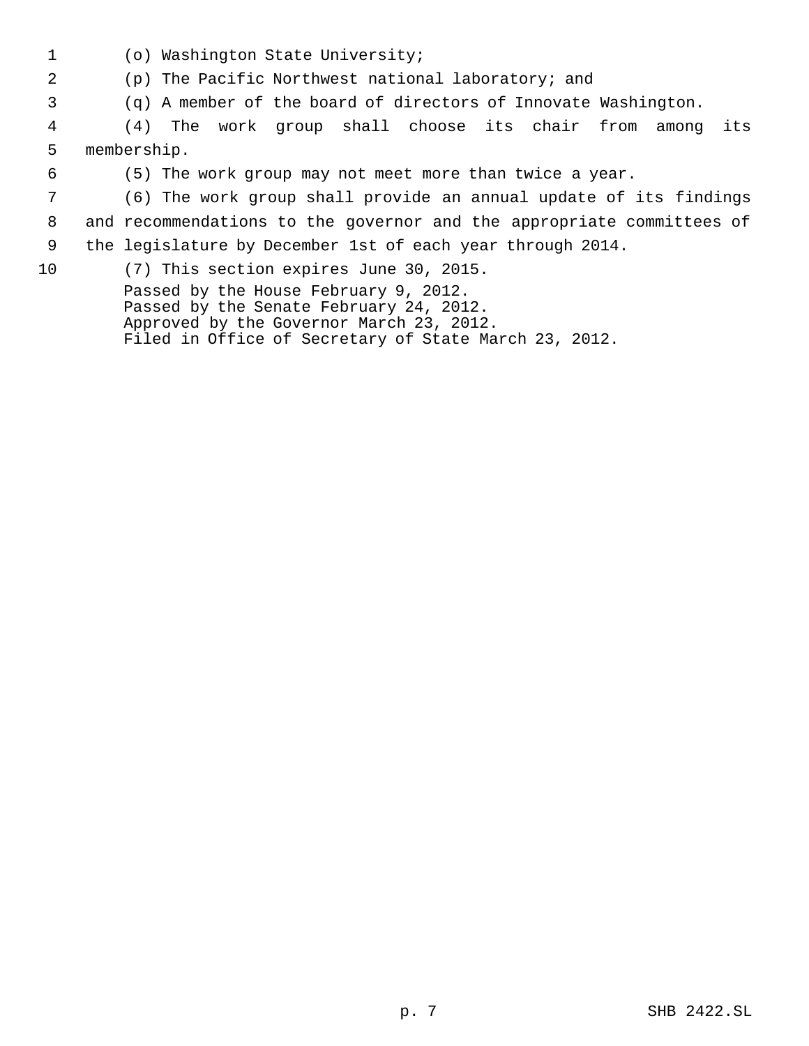(o) Washington State University;

(p) The Pacific Northwest national laboratory; and

(q) A member of the board of directors of Innovate Washington.

(4) The work group shall choose its chair from among its membership.

(5) The work group may not meet more than twice a year.

(6) The work group shall provide an annual update of its findings and recommendations to the governor and the appropriate committees of the legislature by December 1st of each year through 2014.

(7) This section expires June 30, 2015.

Passed by the House February 9, 2012.
Passed by the Senate February 24, 2012.
Approved by the Governor March 23, 2012.
Filed in Office of Secretary of State March 23, 2012.